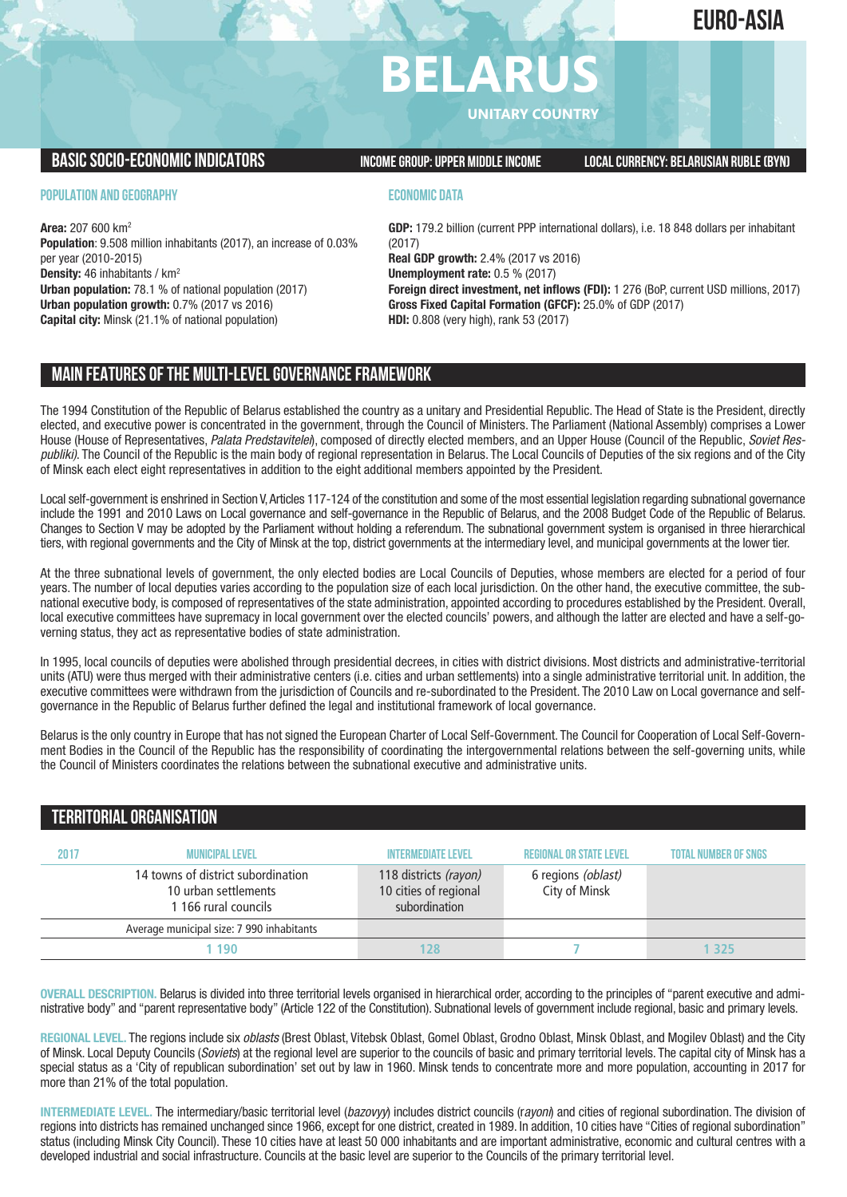EURO-ASIA

# BELARUS

UNITARY COUNTRY

## BASIC SOCIO-ECONOMIC INDICATORS

**INCOME GROUP: UPPER MIDDLE INCOME**

**LOCAL CURRENCY: BELARUSIAN RUBLE (BYN)**

### POPULATION AND GEOGRAPHY

**Area:** 207 600 km²
**Population**: 9.508 million inhabitants (2017), an increase of 0.03% per year (2010-2015)
**Density:** 46 inhabitants / km²
**Urban population:** 78.1 % of national population (2017)
**Urban population growth:** 0.7% (2017 vs 2016)
**Capital city:** Minsk (21.1% of national population)

### ECONOMIC DATA

**GDP:** 179.2 billion (current PPP international dollars), i.e. 18 848 dollars per inhabitant (2017)
**Real GDP growth:** 2.4% (2017 vs 2016)
**Unemployment rate:** 0.5 % (2017)
**Foreign direct investment, net inflows (FDI):** 1 276 (BoP, current USD millions, 2017)
**Gross Fixed Capital Formation (GFCF):** 25.0% of GDP (2017)
**HDI:** 0.808 (very high), rank 53 (2017)

## MAIN FEATURES OF THE MULTI-LEVEL GOVERNANCE FRAMEWORK

The 1994 Constitution of the Republic of Belarus established the country as a unitary and Presidential Republic. The Head of State is the President, directly elected, and executive power is concentrated in the government, through the Council of Ministers. The Parliament (National Assembly) comprises a Lower House (House of Representatives, *Palata Predstavitelei*), composed of directly elected members, and an Upper House (Council of the Republic, *Soviet Respubliki)*. The Council of the Republic is the main body of regional representation in Belarus. The Local Councils of Deputies of the six regions and of the City of Minsk each elect eight representatives in addition to the eight additional members appointed by the President.

Local self-government is enshrined in Section V, Articles 117-124 of the constitution and some of the most essential legislation regarding subnational governance include the 1991 and 2010 Laws on Local governance and self-governance in the Republic of Belarus, and the 2008 Budget Code of the Republic of Belarus. Changes to Section V may be adopted by the Parliament without holding a referendum. The subnational government system is organised in three hierarchical tiers, with regional governments and the City of Minsk at the top, district governments at the intermediary level, and municipal governments at the lower tier.

At the three subnational levels of government, the only elected bodies are Local Councils of Deputies, whose members are elected for a period of four years. The number of local deputies varies according to the population size of each local jurisdiction. On the other hand, the executive committee, the subnational executive body, is composed of representatives of the state administration, appointed according to procedures established by the President. Overall, local executive committees have supremacy in local government over the elected councils' powers, and although the latter are elected and have a self-governing status, they act as representative bodies of state administration.

In 1995, local councils of deputies were abolished through presidential decrees, in cities with district divisions. Most districts and administrative-territorial units (ATU) were thus merged with their administrative centers (i.e. cities and urban settlements) into a single administrative territorial unit. In addition, the executive committees were withdrawn from the jurisdiction of Councils and re-subordinated to the President. The 2010 Law on Local governance and self-governance in the Republic of Belarus further defined the legal and institutional framework of local governance.

Belarus is the only country in Europe that has not signed the European Charter of Local Self-Government. The Council for Cooperation of Local Self-Government Bodies in the Council of the Republic has the responsibility of coordinating the intergovernmental relations between the self-governing units, while the Council of Ministers coordinates the relations between the subnational executive and administrative units.

## TERRITORIAL ORGANISATION

| 2017 | MUNICIPAL LEVEL | INTERMEDIATE LEVEL | REGIONAL OR STATE LEVEL | TOTAL NUMBER OF SNGS |
|---|---|---|---|---|
| | 14 towns of district subordination<br>10 urban settlements<br>1 166 rural councils | 118 districts *(rayon)*<br>10 cities of regional subordination | 6 regions *(oblast)*<br>City of Minsk | |
| | Average municipal size: 7 990 inhabitants | | | |
| | 1 190 | 128 | 7 | 1 325 |

**OVERALL DESCRIPTION.** Belarus is divided into three territorial levels organised in hierarchical order, according to the principles of "parent executive and administrative body" and "parent representative body" (Article 122 of the Constitution). Subnational levels of government include regional, basic and primary levels.

**REGIONAL LEVEL.** The regions include six *oblasts* (Brest Oblast, Vitebsk Oblast, Gomel Oblast, Grodno Oblast, Minsk Oblast, and Mogilev Oblast) and the City of Minsk. Local Deputy Councils (*Soviets*) at the regional level are superior to the councils of basic and primary territorial levels. The capital city of Minsk has a special status as a 'City of republican subordination' set out by law in 1960. Minsk tends to concentrate more and more population, accounting in 2017 for more than 21% of the total population.

**INTERMEDIATE LEVEL.** The intermediary/basic territorial level (*bazovyy*) includes district councils (*rayoni*) and cities of regional subordination. The division of regions into districts has remained unchanged since 1966, except for one district, created in 1989. In addition, 10 cities have "Cities of regional subordination" status (including Minsk City Council). These 10 cities have at least 50 000 inhabitants and are important administrative, economic and cultural centres with a developed industrial and social infrastructure. Councils at the basic level are superior to the Councils of the primary territorial level.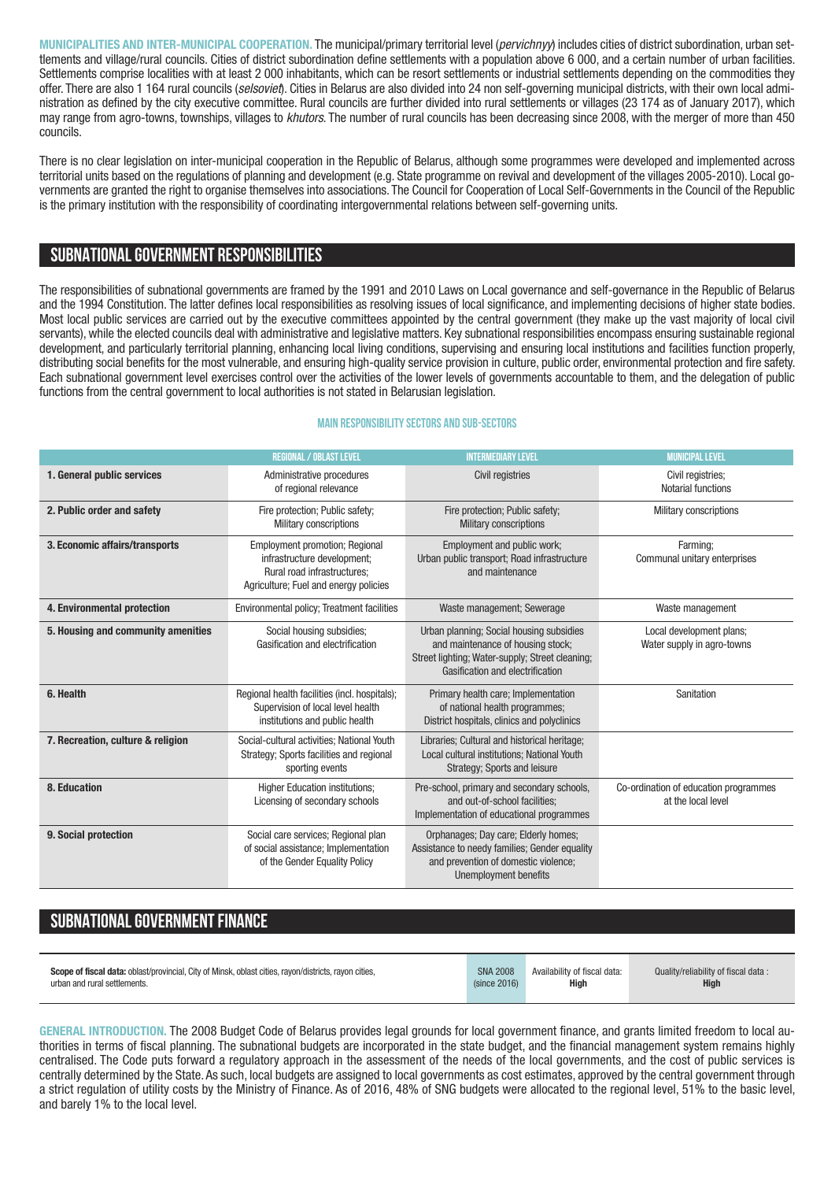**MUNICIPALITIES AND INTER-MUNICIPAL COOPERATION.** The municipal/primary territorial level (*pervichnyy*) includes cities of district subordination, urban settlements and village/rural councils. Cities of district subordination define settlements with a population above 6 000, and a certain number of urban facilities. Settlements comprise localities with at least 2 000 inhabitants, which can be resort settlements or industrial settlements depending on the commodities they offer. There are also 1 164 rural councils (*selsoviet*). Cities in Belarus are also divided into 24 non self-governing municipal districts, with their own local administration as defined by the city executive committee. Rural councils are further divided into rural settlements or villages (23 174 as of January 2017), which may range from agro-towns, townships, villages to *khutors*. The number of rural councils has been decreasing since 2008, with the merger of more than 450 councils.

There is no clear legislation on inter-municipal cooperation in the Republic of Belarus, although some programmes were developed and implemented across territorial units based on the regulations of planning and development (e.g. State programme on revival and development of the villages 2005-2010). Local governments are granted the right to organise themselves into associations. The Council for Cooperation of Local Self-Governments in the Council of the Republic is the primary institution with the responsibility of coordinating intergovernmental relations between self-governing units.

## SUBNATIONAL GOVERNMENT RESPONSIBILITIES

The responsibilities of subnational governments are framed by the 1991 and 2010 Laws on Local governance and self-governance in the Republic of Belarus and the 1994 Constitution. The latter defines local responsibilities as resolving issues of local significance, and implementing decisions of higher state bodies. Most local public services are carried out by the executive committees appointed by the central government (they make up the vast majority of local civil servants), while the elected councils deal with administrative and legislative matters. Key subnational responsibilities encompass ensuring sustainable regional development, and particularly territorial planning, enhancing local living conditions, supervising and ensuring local institutions and facilities function properly, distributing social benefits for the most vulnerable, and ensuring high-quality service provision in culture, public order, environmental protection and fire safety. Each subnational government level exercises control over the activities of the lower levels of governments accountable to them, and the delegation of public functions from the central government to local authorities is not stated in Belarusian legislation.

### MAIN RESPONSIBILITY SECTORS AND SUB-SECTORS

| | REGIONAL / OBLAST LEVEL | INTERMEDIARY LEVEL | MUNICIPAL LEVEL |
|---|---|---|---|
| **1. General public services** | Administrative procedures of regional relevance | Civil registries | Civil registries; Notarial functions |
| **2. Public order and safety** | Fire protection; Public safety; Military conscriptions | Fire protection; Public safety; Military conscriptions | Military conscriptions |
| **3. Economic affairs/transports** | Employment promotion; Regional infrastructure development; Rural road infrastructures; Agriculture; Fuel and energy policies | Employment and public work; Urban public transport; Road infrastructure and maintenance | Farming; Communal unitary enterprises |
| **4. Environmental protection** | Environmental policy; Treatment facilities | Waste management; Sewerage | Waste management |
| **5. Housing and community amenities** | Social housing subsidies; Gasification and electrification | Urban planning; Social housing subsidies and maintenance of housing stock; Street lighting; Water-supply; Street cleaning; Gasification and electrification | Local development plans; Water supply in agro-towns |
| **6. Health** | Regional health facilities (incl. hospitals); Supervision of local level health institutions and public health | Primary health care; Implementation of national health programmes; District hospitals, clinics and polyclinics | Sanitation |
| **7. Recreation, culture & religion** | Social-cultural activities; National Youth Strategy; Sports facilities and regional sporting events | Libraries; Cultural and historical heritage; Local cultural institutions; National Youth Strategy; Sports and leisure | |
| **8. Education** | Higher Education institutions; Licensing of secondary schools | Pre-school, primary and secondary schools, and out-of-school facilities; Implementation of educational programmes | Co-ordination of education programmes at the local level |
| **9. Social protection** | Social care services; Regional plan of social assistance; Implementation of the Gender Equality Policy | Orphanages; Day care; Elderly homes; Assistance to needy families; Gender equality and prevention of domestic violence; Unemployment benefits | |

## SUBNATIONAL GOVERNMENT FINANCE

| **Scope of fiscal data:** oblast/provincial, City of Minsk, oblast cities, rayon/districts, rayon cities, urban and rural settlements. | SNA 2008 (since 2016) | Availability of fiscal data: **High** | Quality/reliability of fiscal data : **High** |
|---|---|---|---|

**GENERAL INTRODUCTION.** The 2008 Budget Code of Belarus provides legal grounds for local government finance, and grants limited freedom to local authorities in terms of fiscal planning. The subnational budgets are incorporated in the state budget, and the financial management system remains highly centralised. The Code puts forward a regulatory approach in the assessment of the needs of the local governments, and the cost of public services is centrally determined by the State. As such, local budgets are assigned to local governments as cost estimates, approved by the central government through a strict regulation of utility costs by the Ministry of Finance. As of 2016, 48% of SNG budgets were allocated to the regional level, 51% to the basic level, and barely 1% to the local level.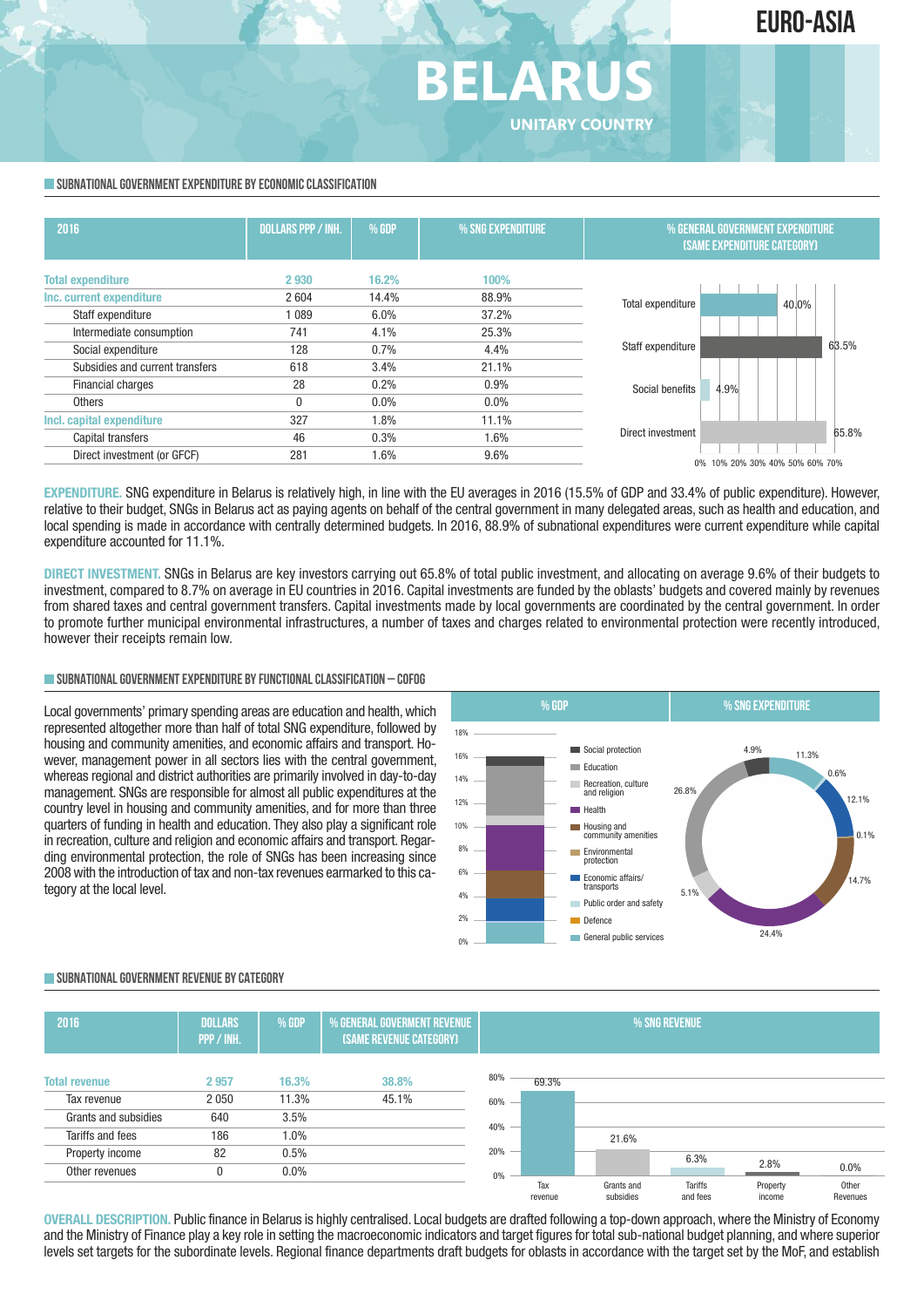EURO-ASIA

# BELARUS

UNITARY COUNTRY

## SUBNATIONAL GOVERNMENT EXPENDITURE BY ECONOMIC CLASSIFICATION

| 2016 | DOLLARS PPP / INH. | % GDP | % SNG EXPENDITURE |
|---|---|---|---|
| **Total expenditure** | **2 930** | **16.2%** | **100%** |
| **Inc. current expenditure** | 2 604 | 14.4% | 88.9% |
| Staff expenditure | 1 089 | 6.0% | 37.2% |
| Intermediate consumption | 741 | 4.1% | 25.3% |
| Social expenditure | 128 | 0.7% | 4.4% |
| Subsidies and current transfers | 618 | 3.4% | 21.1% |
| Financial charges | 28 | 0.2% | 0.9% |
| Others | 0 | 0.0% | 0.0% |
| **Incl. capital expenditure** | 327 | 1.8% | 11.1% |
| Capital transfers | 46 | 0.3% | 1.6% |
| Direct investment (or GFCF) | 281 | 1.6% | 9.6% |

% GENERAL GOVERNMENT EXPENDITURE (SAME EXPENDITURE CATEGORY)

| Category | % |
|---|---|
| Total expenditure | 40.0% |
| Staff expenditure | 63.5% |
| Social benefits | 4.9% |
| Direct investment | 65.8% |

**EXPENDITURE.** SNG expenditure in Belarus is relatively high, in line with the EU averages in 2016 (15.5% of GDP and 33.4% of public expenditure). However, relative to their budget, SNGs in Belarus act as paying agents on behalf of the central government in many delegated areas, such as health and education, and local spending is made in accordance with centrally determined budgets. In 2016, 88.9% of subnational expenditures were current expenditure while capital expenditure accounted for 11.1%.

**DIRECT INVESTMENT.** SNGs in Belarus are key investors carrying out 65.8% of total public investment, and allocating on average 9.6% of their budgets to investment, compared to 8.7% on average in EU countries in 2016. Capital investments are funded by the oblasts' budgets and covered mainly by revenues from shared taxes and central government transfers. Capital investments made by local governments are coordinated by the central government. In order to promote further municipal environmental infrastructures, a number of taxes and charges related to environmental protection were recently introduced, however their receipts remain low.

## SUBNATIONAL GOVERNMENT EXPENDITURE BY FUNCTIONAL CLASSIFICATION – COFOG

Local governments' primary spending areas are education and health, which represented altogether more than half of total SNG expenditure, followed by housing and community amenities, and economic affairs and transport. However, management power in all sectors lies with the central government, whereas regional and district authorities are primarily involved in day-to-day management. SNGs are responsible for almost all public expenditures at the country level in housing and community amenities, and for more than three quarters of funding in health and education. They also play a significant role in recreation, culture and religion and economic affairs and transport. Regarding environmental protection, the role of SNGs has been increasing since 2008 with the introduction of tax and non-tax revenues earmarked to this category at the local level.

% SNG EXPENDITURE

| Function | % |
|---|---|
| Social protection | 4.9% |
| Education | 26.8% |
| Recreation, culture and religion | 5.1% |
| Health | 24.4% |
| Housing and community amenities | 14.7% |
| Environmental protection | 0.1% |
| Economic affairs/transports | 12.1% |
| Public order and safety | 0.6% |
| Defence | |
| General public services | 11.3% |

## SUBNATIONAL GOVERNMENT REVENUE BY CATEGORY

| 2016 | DOLLARS PPP / INH. | % GDP | % GENERAL GOVERMENT REVENUE (SAME REVENUE CATEGORY) |
|---|---|---|---|
| **Total revenue** | **2 957** | **16.3%** | **38.8%** |
| Tax revenue | 2 050 | 11.3% | 45.1% |
| Grants and subsidies | 640 | 3.5% | |
| Tariffs and fees | 186 | 1.0% | |
| Property income | 82 | 0.5% | |
| Other revenues | 0 | 0.0% | |

% SNG REVENUE

| Tax revenue | Grants and subsidies | Tariffs and fees | Property income | Other Revenues |
|---|---|---|---|---|
| 69.3% | 21.6% | 6.3% | 2.8% | 0.0% |

**OVERALL DESCRIPTION.** Public finance in Belarus is highly centralised. Local budgets are drafted following a top-down approach, where the Ministry of Economy and the Ministry of Finance play a key role in setting the macroeconomic indicators and target figures for total sub-national budget planning, and where superior levels set targets for the subordinate levels. Regional finance departments draft budgets for oblasts in accordance with the target set by the MoF, and establish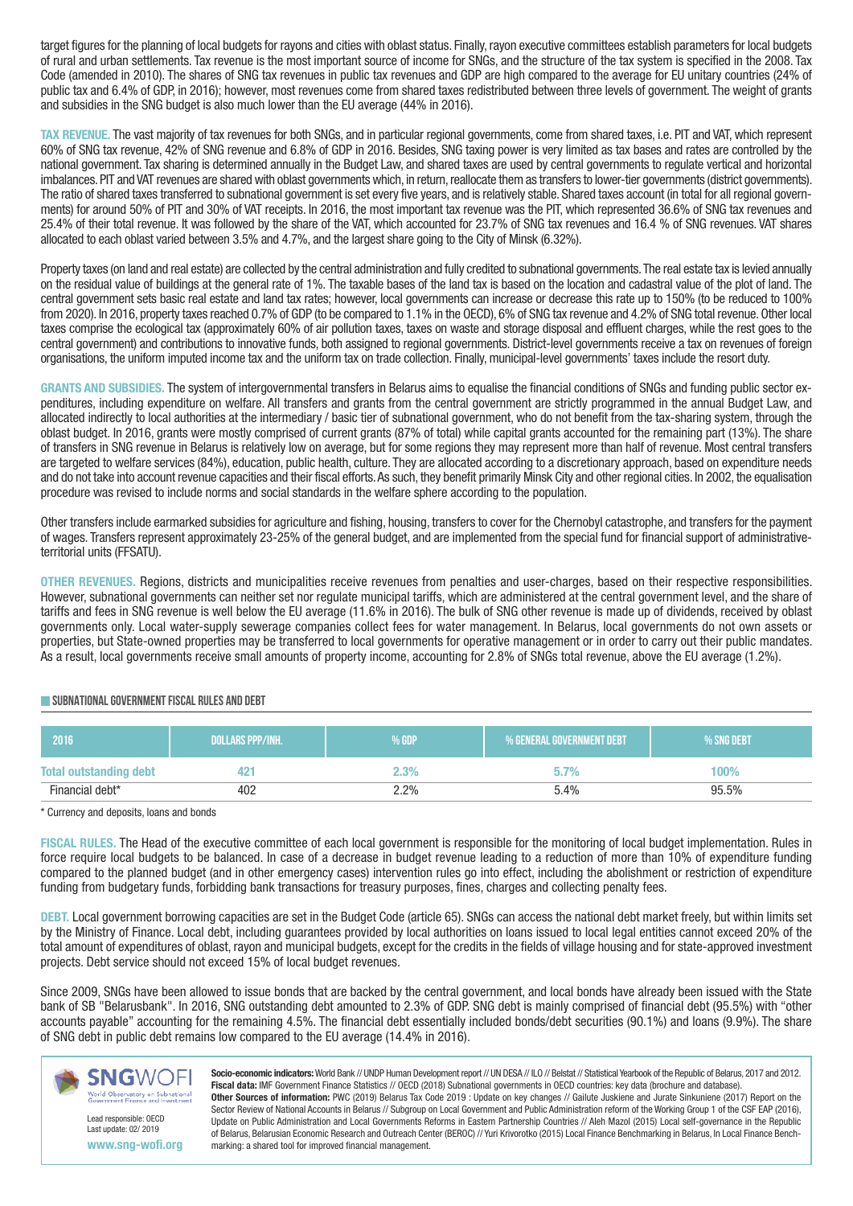target figures for the planning of local budgets for rayons and cities with oblast status. Finally, rayon executive committees establish parameters for local budgets of rural and urban settlements. Tax revenue is the most important source of income for SNGs, and the structure of the tax system is specified in the 2008. Tax Code (amended in 2010). The shares of SNG tax revenues in public tax revenues and GDP are high compared to the average for EU unitary countries (24% of public tax and 6.4% of GDP, in 2016); however, most revenues come from shared taxes redistributed between three levels of government. The weight of grants and subsidies in the SNG budget is also much lower than the EU average (44% in 2016).

**TAX REVENUE.** The vast majority of tax revenues for both SNGs, and in particular regional governments, come from shared taxes, i.e. PIT and VAT, which represent 60% of SNG tax revenue, 42% of SNG revenue and 6.8% of GDP in 2016. Besides, SNG taxing power is very limited as tax bases and rates are controlled by the national government. Tax sharing is determined annually in the Budget Law, and shared taxes are used by central governments to regulate vertical and horizontal imbalances. PIT and VAT revenues are shared with oblast governments which, in return, reallocate them as transfers to lower-tier governments (district governments). The ratio of shared taxes transferred to subnational government is set every five years, and is relatively stable. Shared taxes account (in total for all regional governments) for around 50% of PIT and 30% of VAT receipts. In 2016, the most important tax revenue was the PIT, which represented 36.6% of SNG tax revenues and 25.4% of their total revenue. It was followed by the share of the VAT, which accounted for 23.7% of SNG tax revenues and 16.4 % of SNG revenues. VAT shares allocated to each oblast varied between 3.5% and 4.7%, and the largest share going to the City of Minsk (6.32%).

Property taxes (on land and real estate) are collected by the central administration and fully credited to subnational governments. The real estate tax is levied annually on the residual value of buildings at the general rate of 1%. The taxable bases of the land tax is based on the location and cadastral value of the plot of land. The central government sets basic real estate and land tax rates; however, local governments can increase or decrease this rate up to 150% (to be reduced to 100% from 2020). In 2016, property taxes reached 0.7% of GDP (to be compared to 1.1% in the OECD), 6% of SNG tax revenue and 4.2% of SNG total revenue. Other local taxes comprise the ecological tax (approximately 60% of air pollution taxes, taxes on waste and storage disposal and effluent charges, while the rest goes to the central government) and contributions to innovative funds, both assigned to regional governments. District-level governments receive a tax on revenues of foreign organisations, the uniform imputed income tax and the uniform tax on trade collection. Finally, municipal-level governments' taxes include the resort duty.

**GRANTS AND SUBSIDIES.** The system of intergovernmental transfers in Belarus aims to equalise the financial conditions of SNGs and funding public sector expenditures, including expenditure on welfare. All transfers and grants from the central government are strictly programmed in the annual Budget Law, and allocated indirectly to local authorities at the intermediary / basic tier of subnational government, who do not benefit from the tax-sharing system, through the oblast budget. In 2016, grants were mostly comprised of current grants (87% of total) while capital grants accounted for the remaining part (13%). The share of transfers in SNG revenue in Belarus is relatively low on average, but for some regions they may represent more than half of revenue. Most central transfers are targeted to welfare services (84%), education, public health, culture. They are allocated according to a discretionary approach, based on expenditure needs and do not take into account revenue capacities and their fiscal efforts. As such, they benefit primarily Minsk City and other regional cities. In 2002, the equalisation procedure was revised to include norms and social standards in the welfare sphere according to the population.

Other transfers include earmarked subsidies for agriculture and fishing, housing, transfers to cover for the Chernobyl catastrophe, and transfers for the payment of wages. Transfers represent approximately 23-25% of the general budget, and are implemented from the special fund for financial support of administrative-territorial units (FFSATU).

**OTHER REVENUES.** Regions, districts and municipalities receive revenues from penalties and user-charges, based on their respective responsibilities. However, subnational governments can neither set nor regulate municipal tariffs, which are administered at the central government level, and the share of tariffs and fees in SNG revenue is well below the EU average (11.6% in 2016). The bulk of SNG other revenue is made up of dividends, received by oblast governments only. Local water-supply sewerage companies collect fees for water management. In Belarus, local governments do not own assets or properties, but State-owned properties may be transferred to local governments for operative management or in order to carry out their public mandates. As a result, local governments receive small amounts of property income, accounting for 2.8% of SNGs total revenue, above the EU average (1.2%).

## SUBNATIONAL GOVERNMENT FISCAL RULES AND DEBT

| 2016 | DOLLARS PPP/INH. | % GDP | % GENERAL GOVERNMENT DEBT | % SNG DEBT |
|---|---|---|---|---|
| **Total outstanding debt** | **421** | **2.3%** | **5.7%** | **100%** |
| Financial debt* | 402 | 2.2% | 5.4% | 95.5% |

* Currency and deposits, loans and bonds

**FISCAL RULES.** The Head of the executive committee of each local government is responsible for the monitoring of local budget implementation. Rules in force require local budgets to be balanced. In case of a decrease in budget revenue leading to a reduction of more than 10% of expenditure funding compared to the planned budget (and in other emergency cases) intervention rules go into effect, including the abolishment or restriction of expenditure funding from budgetary funds, forbidding bank transactions for treasury purposes, fines, charges and collecting penalty fees.

**DEBT.** Local government borrowing capacities are set in the Budget Code (article 65). SNGs can access the national debt market freely, but within limits set by the Ministry of Finance. Local debt, including guarantees provided by local authorities on loans issued to local legal entities cannot exceed 20% of the total amount of expenditures of oblast, rayon and municipal budgets, except for the credits in the fields of village housing and for state-approved investment projects. Debt service should not exceed 15% of local budget revenues.

Since 2009, SNGs have been allowed to issue bonds that are backed by the central government, and local bonds have already been issued with the State bank of SB "Belarusbank". In 2016, SNG outstanding debt amounted to 2.3% of GDP. SNG debt is mainly comprised of financial debt (95.5%) with "other accounts payable" accounting for the remaining 4.5%. The financial debt essentially included bonds/debt securities (90.1%) and loans (9.9%). The share of SNG debt in public debt remains low compared to the EU average (14.4% in 2016).

SNGWOFI
World Observatory on Subnational Government Finance and Investment

Lead responsible: OECD
Last update: 02/ 2019
www.sng-wofi.org

**Socio-economic indicators:** World Bank // UNDP Human Development report // UN DESA // ILO // Belstat // Statistical Yearbook of the Republic of Belarus, 2017 and 2012.
**Fiscal data:** IMF Government Finance Statistics // OECD (2018) Subnational governments in OECD countries: key data (brochure and database).
**Other Sources of information:** PWC (2019) Belarus Tax Code 2019 : Update on key changes // Gailute Juskiene and Jurate Sinkuniene (2017) Report on the Sector Review of National Accounts in Belarus // Subgroup on Local Government and Public Administration reform of the Working Group 1 of the CSF EAP (2016), Update on Public Administration and Local Governments Reforms in Eastern Partnership Countries // Aleh Mazol (2015) Local self-governance in the Republic of Belarus, Belarusian Economic Research and Outreach Center (BEROC) // Yuri Krivorotko (2015) Local Finance Benchmarking in Belarus, In Local Finance Benchmarking: a shared tool for improved financial management.